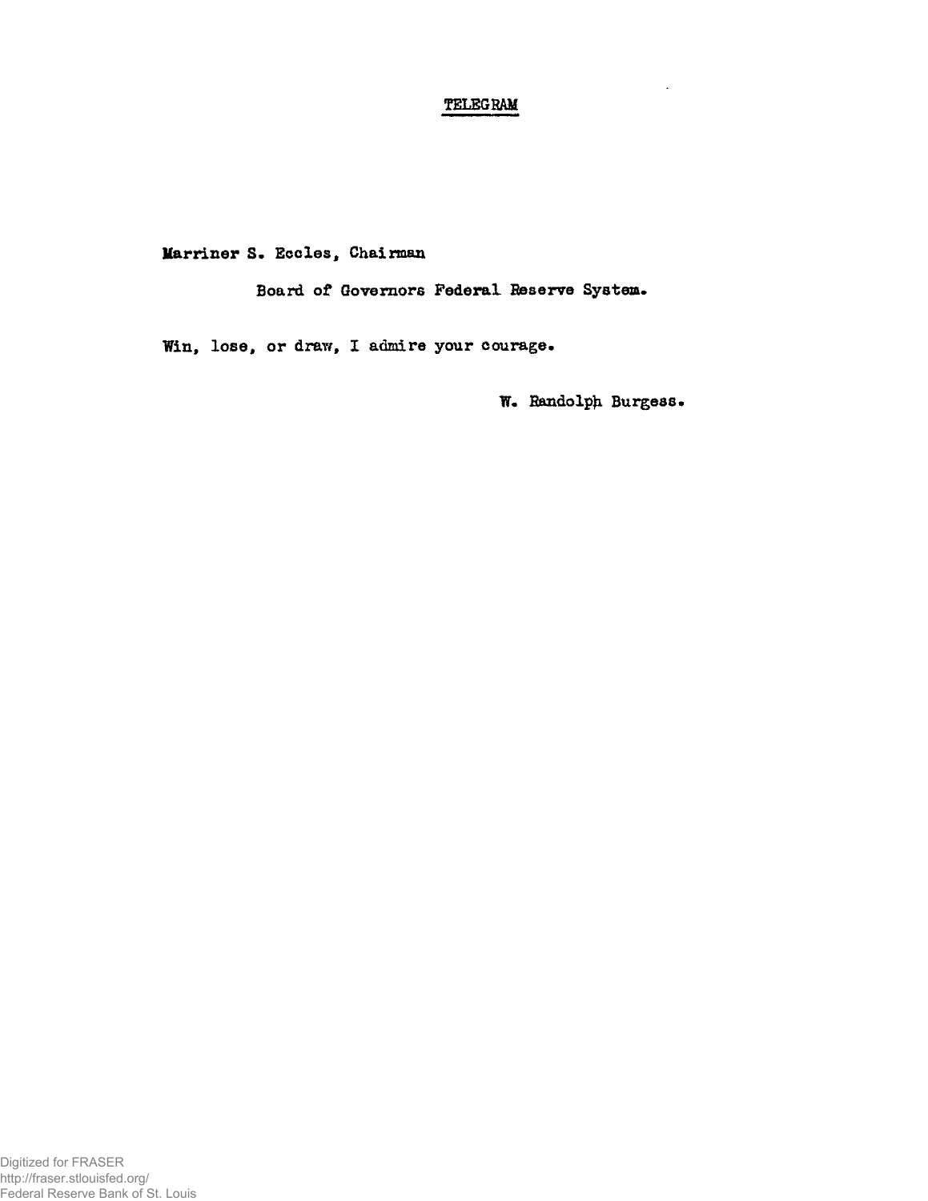# TELEGRAM

Marriner S. Eccles, Chairman

Board of Governors Federal Reserve System.

Win, lose, or draw, I admire your courage.

W. Randolph Burgess.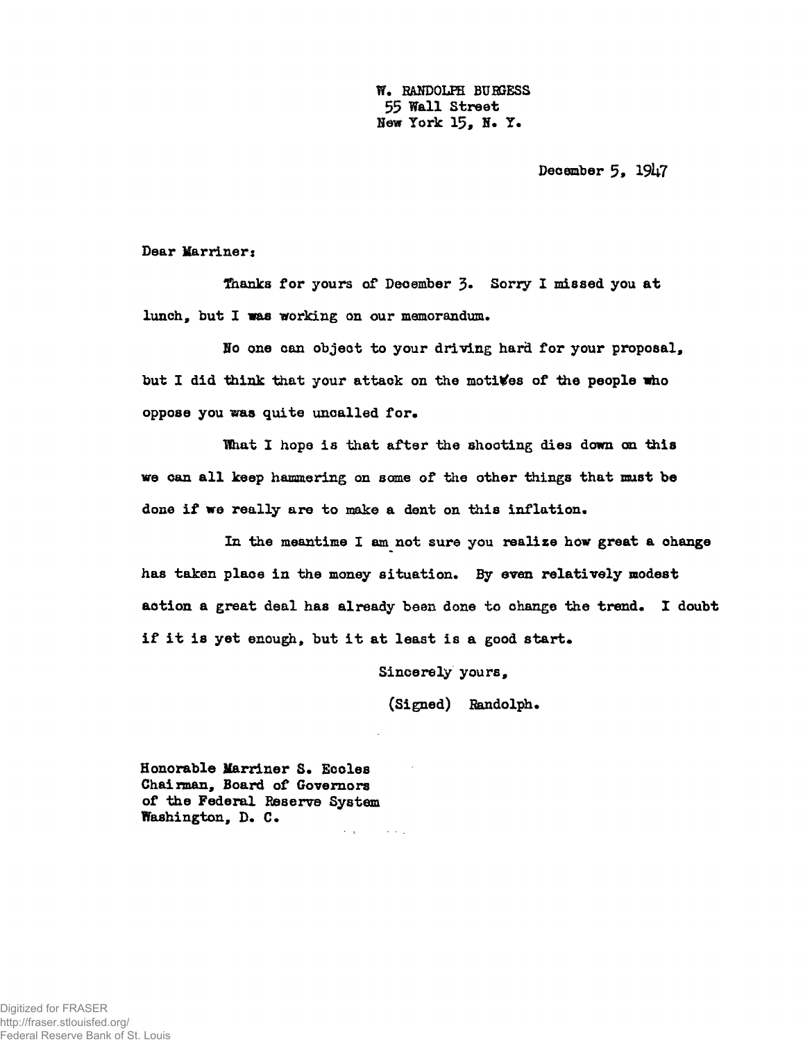W. RANDOLPH BURGESS
55 Wall Street
New York 15, N. Y.

December 5, 1947

Dear Marriner:

Thanks for yours of December 3. Sorry I missed you at lunch, but I was working on our memorandum.

No one can object to your driving hard for your proposal, but I did think that your attack on the motives of the people who oppose you was quite uncalled for.

What I hope is that after the shooting dies down on this we can all keep hammering on some of the other things that must be done if we really are to make a dent on this inflation.

In the meantime I am not sure you realize how great a change has taken place in the money situation. By even relatively modest action a great deal has already been done to change the trend. I doubt if it is yet enough, but it at least is a good start.

Sincerely yours,

(Signed) Randolph.

Honorable Marriner S. Eccles
Chairman, Board of Governors
of the Federal Reserve System
Washington, D. C.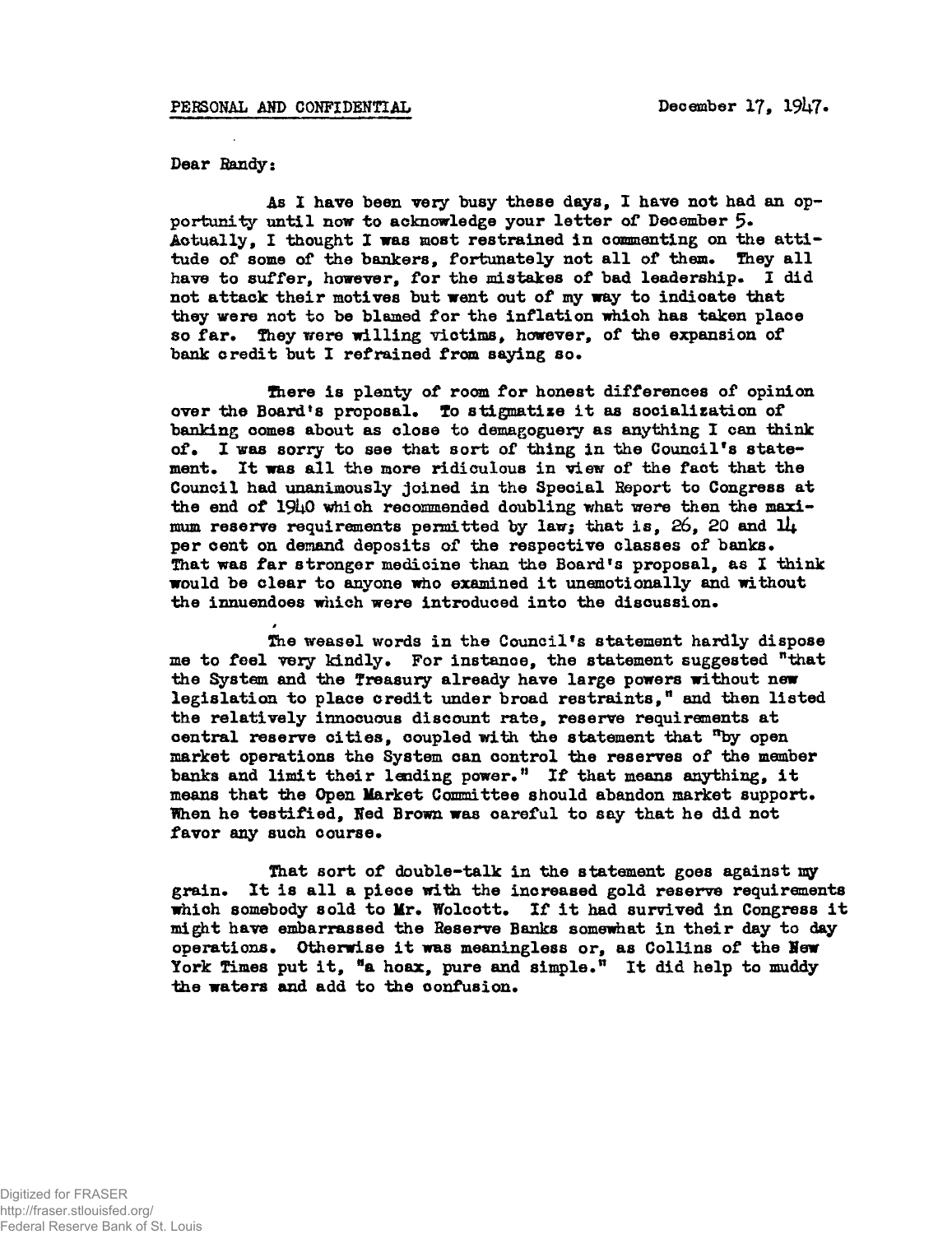PERSONAL AND CONFIDENTIAL

December 17, 1947.

Dear Randy:

As I have been very busy these days, I have not had an opportunity until now to acknowledge your letter of December 5. Actually, I thought I was most restrained in commenting on the attitude of some of the bankers, fortunately not all of them. They all have to suffer, however, for the mistakes of bad leadership. I did not attack their motives but went out of my way to indicate that they were not to be blamed for the inflation which has taken place so far. They were willing victims, however, of the expansion of bank credit but I refrained from saying so.

There is plenty of room for honest differences of opinion over the Board's proposal. To stigmatize it as socialization of banking comes about as close to demagoguery as anything I can think of. I was sorry to see that sort of thing in the Council's statement. It was all the more ridiculous in view of the fact that the Council had unanimously joined in the Special Report to Congress at the end of 1940 which recommended doubling what were then the maximum reserve requirements permitted by law; that is, 26, 20 and 14 per cent on demand deposits of the respective classes of banks. That was far stronger medicine than the Board's proposal, as I think would be clear to anyone who examined it unemotionally and without the innuendoes which were introduced into the discussion.

The weasel words in the Council's statement hardly dispose me to feel very kindly. For instance, the statement suggested "that the System and the Treasury already have large powers without new legislation to place credit under broad restraints," and then listed the relatively innocuous discount rate, reserve requirements at central reserve cities, coupled with the statement that "by open market operations the System can control the reserves of the member banks and limit their lending power." If that means anything, it means that the Open Market Committee should abandon market support. When he testified, Ned Brown was careful to say that he did not favor any such course.

That sort of double-talk in the statement goes against my grain. It is all a piece with the increased gold reserve requirements which somebody sold to Mr. Wolcott. If it had survived in Congress it might have embarrassed the Reserve Banks somewhat in their day to day operations. Otherwise it was meaningless or, as Collins of the New York Times put it, "a hoax, pure and simple." It did help to muddy the waters and add to the confusion.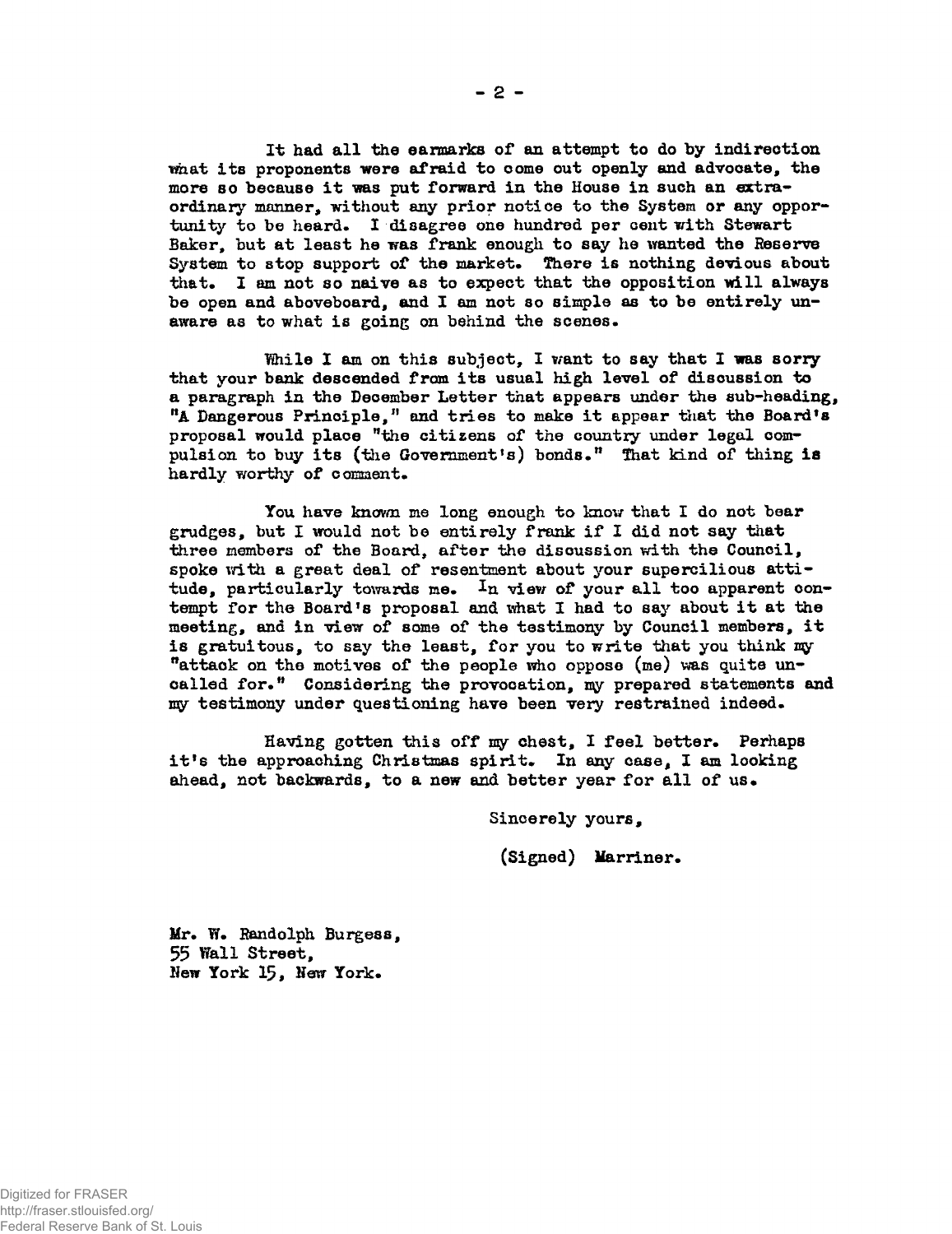It had all the earmarks of an attempt to do by indirection what its proponents were afraid to come out openly and advocate, the more so because it was put forward in the House in such an extraordinary manner, without any prior notice to the System or any opportunity to be heard. I disagree one hundred per cent with Stewart Baker, but at least he was frank enough to say he wanted the Reserve System to stop support of the market. There is nothing devious about that. I am not so naive as to expect that the opposition will always be open and aboveboard, and I am not so simple as to be entirely unaware as to what is going on behind the scenes.

While I am on this subject, I want to say that I was sorry that your bank descended from its usual high level of discussion to a paragraph in the December Letter that appears under the sub-heading, "A Dangerous Principle," and tries to make it appear that the Board's proposal would place "the citizens of the country under legal compulsion to buy its (the Government's) bonds." That kind of thing is hardly worthy of comment.

You have known me long enough to know that I do not bear grudges, but I would not be entirely frank if I did not say that three members of the Board, after the discussion with the Council, spoke with a great deal of resentment about your supercilious attitude, particularly towards me. In view of your all too apparent contempt for the Board's proposal and what I had to say about it at the meeting, and in view of some of the testimony by Council members, it is gratuitous, to say the least, for you to write that you think my "attack on the motives of the people who oppose (me) was quite uncalled for." Considering the provocation, my prepared statements and my testimony under questioning have been very restrained indeed.

Having gotten this off my chest, I feel better. Perhaps it's the approaching Christmas spirit. In any case, I am looking ahead, not backwards, to a new and better year for all of us.

Sincerely yours,

(Signed) Marriner.

Mr. W. Randolph Burgess,
55 Wall Street,
New York 15, New York.